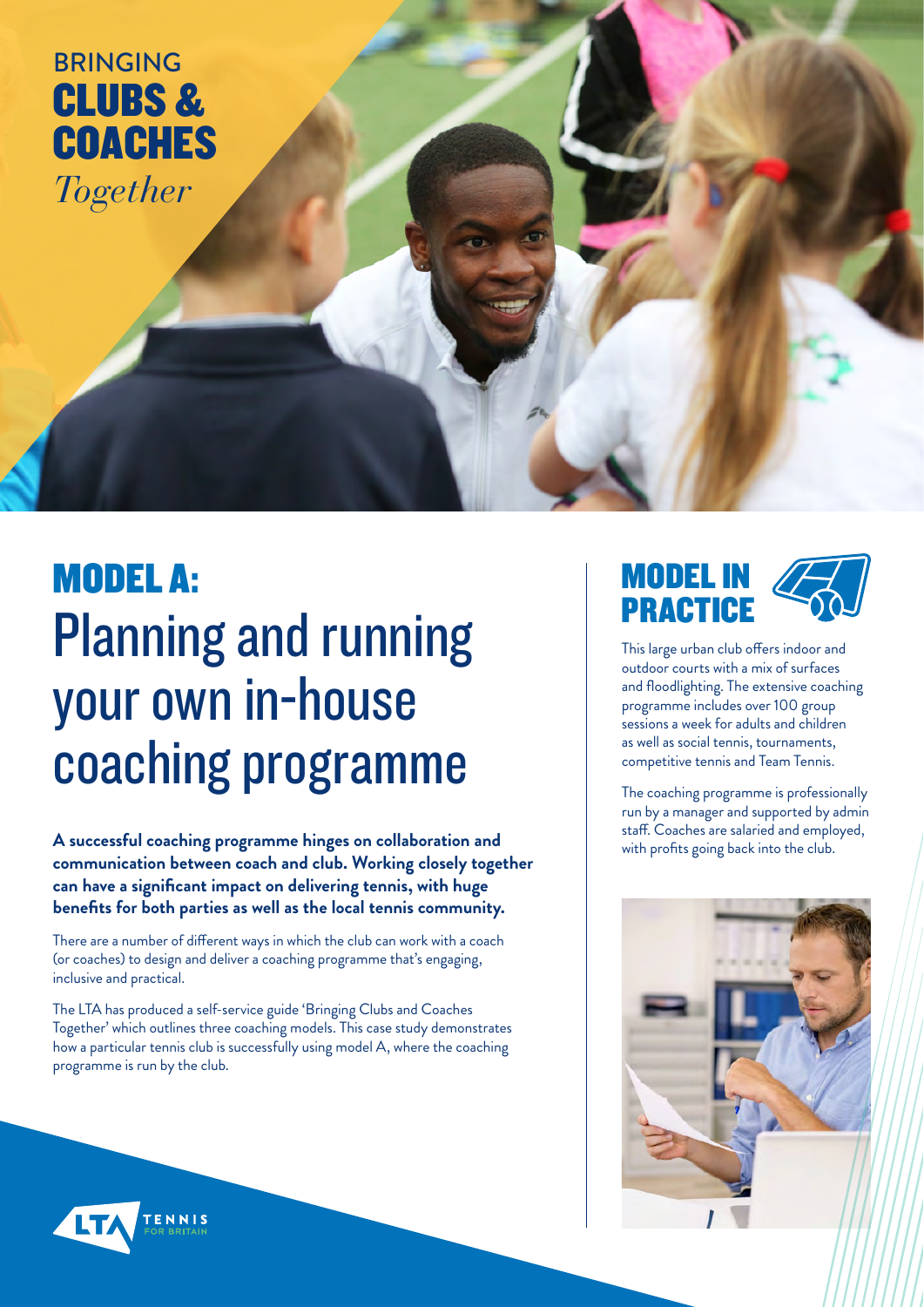BRINGING
**CLUBS & COACHES**
*Together*

# MODEL A: Planning and running your own in-house coaching programme

**A successful coaching programme hinges on collaboration and communication between coach and club. Working closely together can have a significant impact on delivering tennis, with huge benefits for both parties as well as the local tennis community.**

There are a number of different ways in which the club can work with a coach (or coaches) to design and deliver a coaching programme that's engaging, inclusive and practical.

The LTA has produced a self-service guide 'Bringing Clubs and Coaches Together' which outlines three coaching models. This case study demonstrates how a particular tennis club is successfully using model A, where the coaching programme is run by the club.

## MODEL IN PRACTICE

This large urban club offers indoor and outdoor courts with a mix of surfaces and floodlighting. The extensive coaching programme includes over 100 group sessions a week for adults and children as well as social tennis, tournaments, competitive tennis and Team Tennis.

The coaching programme is professionally run by a manager and supported by admin staff. Coaches are salaried and employed, with profits going back into the club.

LTA TENNIS FOR BRITAIN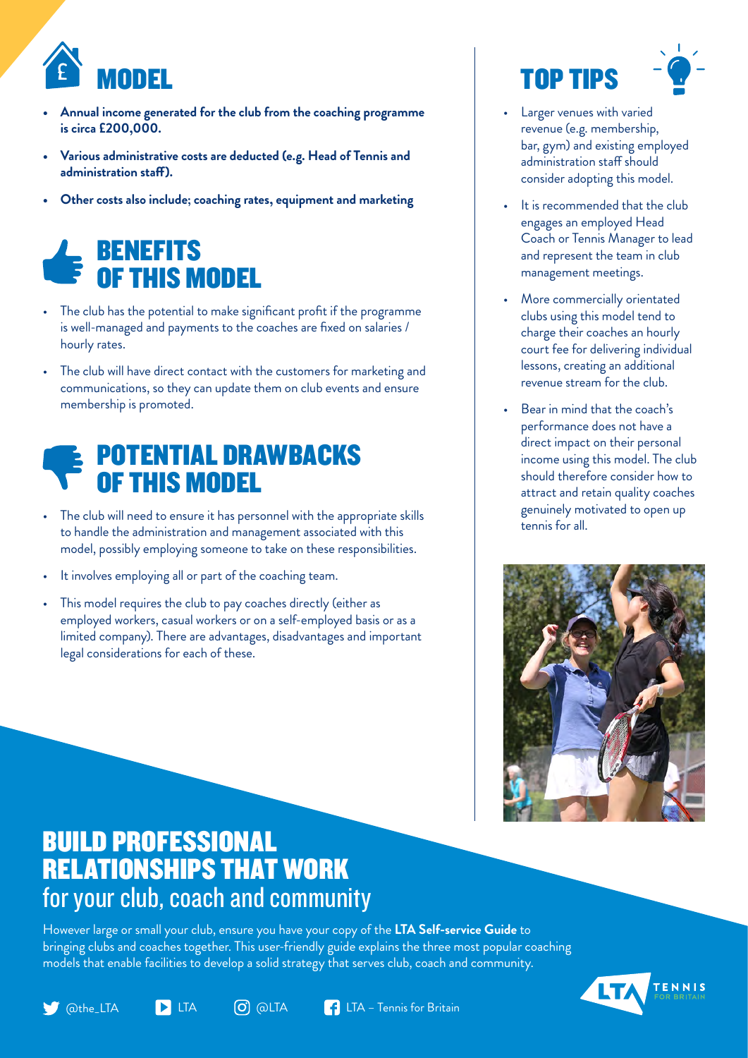# MODEL

- **Annual income generated for the club from the coaching programme is circa £200,000.**
- **Various administrative costs are deducted (e.g. Head of Tennis and administration staff).**
- **Other costs also include; coaching rates, equipment and marketing**

# BENEFITS OF THIS MODEL

- The club has the potential to make significant profit if the programme is well-managed and payments to the coaches are fixed on salaries / hourly rates.
- The club will have direct contact with the customers for marketing and communications, so they can update them on club events and ensure membership is promoted.

# POTENTIAL DRAWBACKS OF THIS MODEL

- The club will need to ensure it has personnel with the appropriate skills to handle the administration and management associated with this model, possibly employing someone to take on these responsibilities.
- It involves employing all or part of the coaching team.
- This model requires the club to pay coaches directly (either as employed workers, casual workers or on a self-employed basis or as a limited company). There are advantages, disadvantages and important legal considerations for each of these.

# TOP TIPS

- Larger venues with varied revenue (e.g. membership, bar, gym) and existing employed administration staff should consider adopting this model.
- It is recommended that the club engages an employed Head Coach or Tennis Manager to lead and represent the team in club management meetings.
- More commercially orientated clubs using this model tend to charge their coaches an hourly court fee for delivering individual lessons, creating an additional revenue stream for the club.
- Bear in mind that the coach's performance does not have a direct impact on their personal income using this model. The club should therefore consider how to attract and retain quality coaches genuinely motivated to open up tennis for all.

## BUILD PROFESSIONAL RELATIONSHIPS THAT WORK for your club, coach and community

However large or small your club, ensure you have your copy of the **LTA Self-service Guide** to bringing clubs and coaches together. This user-friendly guide explains the three most popular coaching models that enable facilities to develop a solid strategy that serves club, coach and community.

@the_LTA LTA @LTA LTA – Tennis for Britain